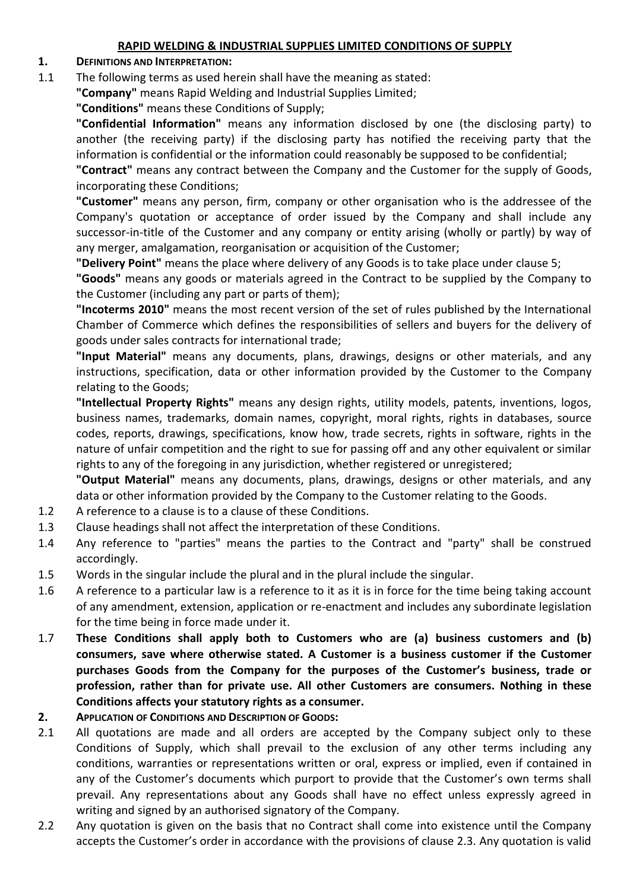## RAPID WELDING & INDUSTRIAL SUPPLIES LIMITED CONDITIONS OF SUPPLY

**1. DEFINITIONS AND INTERPRETATION:**

1.1 The following terms as used herein shall have the meaning as stated:

**"Company"** means Rapid Welding and Industrial Supplies Limited;

**"Conditions"** means these Conditions of Supply;

**"Confidential Information"** means any information disclosed by one (the disclosing party) to another (the receiving party) if the disclosing party has notified the receiving party that the information is confidential or the information could reasonably be supposed to be confidential;

**"Contract"** means any contract between the Company and the Customer for the supply of Goods, incorporating these Conditions;

**"Customer"** means any person, firm, company or other organisation who is the addressee of the Company's quotation or acceptance of order issued by the Company and shall include any successor-in-title of the Customer and any company or entity arising (wholly or partly) by way of any merger, amalgamation, reorganisation or acquisition of the Customer;

**"Delivery Point"** means the place where delivery of any Goods is to take place under clause 5;

**"Goods"** means any goods or materials agreed in the Contract to be supplied by the Company to the Customer (including any part or parts of them);

**"Incoterms 2010"** means the most recent version of the set of rules published by the International Chamber of Commerce which defines the responsibilities of sellers and buyers for the delivery of goods under sales contracts for international trade;

**"Input Material"** means any documents, plans, drawings, designs or other materials, and any instructions, specification, data or other information provided by the Customer to the Company relating to the Goods;

**"Intellectual Property Rights"** means any design rights, utility models, patents, inventions, logos, business names, trademarks, domain names, copyright, moral rights, rights in databases, source codes, reports, drawings, specifications, know how, trade secrets, rights in software, rights in the nature of unfair competition and the right to sue for passing off and any other equivalent or similar rights to any of the foregoing in any jurisdiction, whether registered or unregistered;

**"Output Material"** means any documents, plans, drawings, designs or other materials, and any data or other information provided by the Company to the Customer relating to the Goods.

1.2 A reference to a clause is to a clause of these Conditions.

1.3 Clause headings shall not affect the interpretation of these Conditions.

1.4 Any reference to "parties" means the parties to the Contract and "party" shall be construed accordingly.

1.5 Words in the singular include the plural and in the plural include the singular.

1.6 A reference to a particular law is a reference to it as it is in force for the time being taking account of any amendment, extension, application or re-enactment and includes any subordinate legislation for the time being in force made under it.

1.7 **These Conditions shall apply both to Customers who are (a) business customers and (b) consumers, save where otherwise stated. A Customer is a business customer if the Customer purchases Goods from the Company for the purposes of the Customer's business, trade or profession, rather than for private use. All other Customers are consumers. Nothing in these Conditions affects your statutory rights as a consumer.**

**2. APPLICATION OF CONDITIONS AND DESCRIPTION OF GOODS:**

2.1 All quotations are made and all orders are accepted by the Company subject only to these Conditions of Supply, which shall prevail to the exclusion of any other terms including any conditions, warranties or representations written or oral, express or implied, even if contained in any of the Customer's documents which purport to provide that the Customer's own terms shall prevail. Any representations about any Goods shall have no effect unless expressly agreed in writing and signed by an authorised signatory of the Company.

2.2 Any quotation is given on the basis that no Contract shall come into existence until the Company accepts the Customer's order in accordance with the provisions of clause 2.3. Any quotation is valid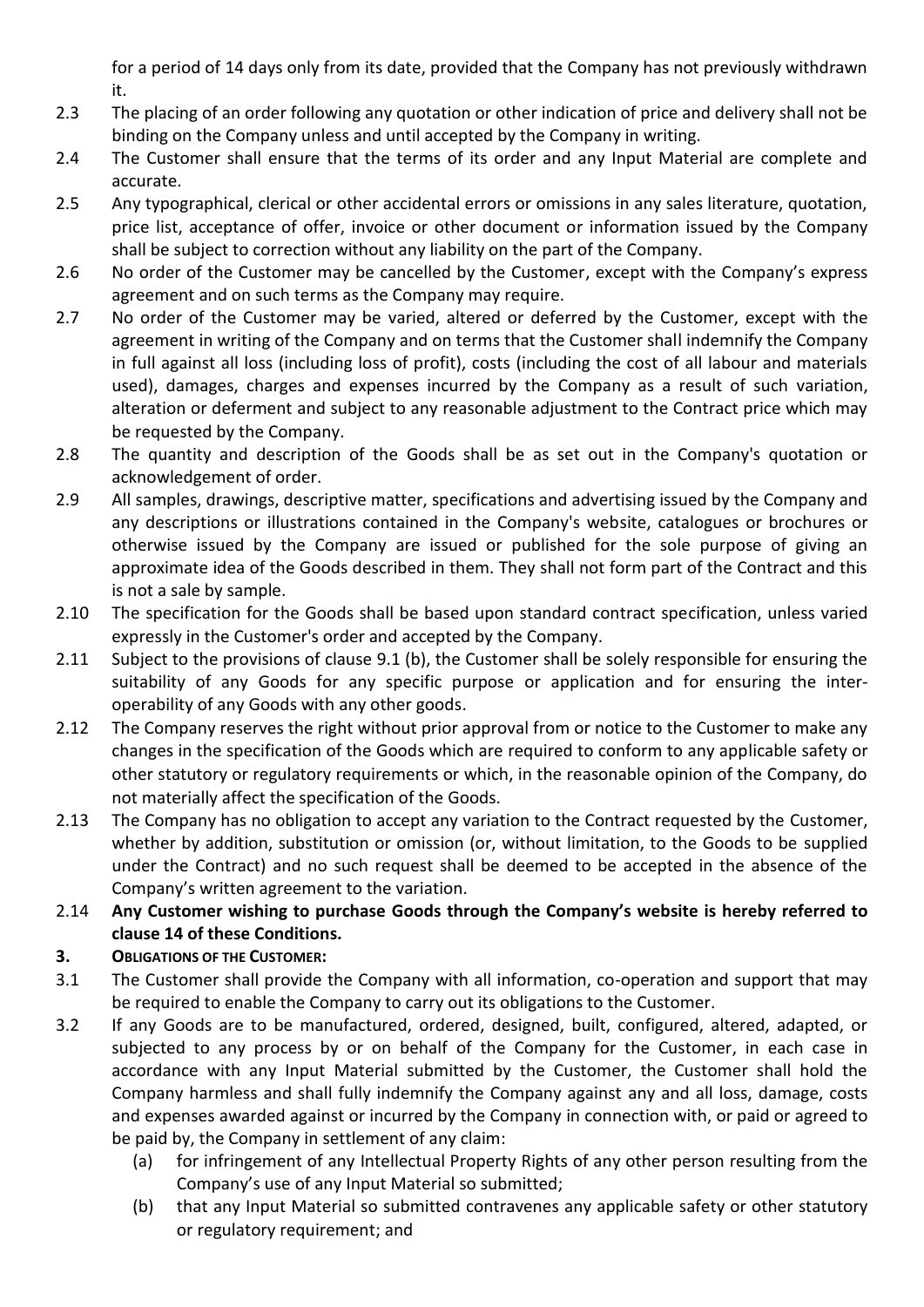for a period of 14 days only from its date, provided that the Company has not previously withdrawn it.

2.3 The placing of an order following any quotation or other indication of price and delivery shall not be binding on the Company unless and until accepted by the Company in writing.

2.4 The Customer shall ensure that the terms of its order and any Input Material are complete and accurate.

2.5 Any typographical, clerical or other accidental errors or omissions in any sales literature, quotation, price list, acceptance of offer, invoice or other document or information issued by the Company shall be subject to correction without any liability on the part of the Company.

2.6 No order of the Customer may be cancelled by the Customer, except with the Company's express agreement and on such terms as the Company may require.

2.7 No order of the Customer may be varied, altered or deferred by the Customer, except with the agreement in writing of the Company and on terms that the Customer shall indemnify the Company in full against all loss (including loss of profit), costs (including the cost of all labour and materials used), damages, charges and expenses incurred by the Company as a result of such variation, alteration or deferment and subject to any reasonable adjustment to the Contract price which may be requested by the Company.

2.8 The quantity and description of the Goods shall be as set out in the Company's quotation or acknowledgement of order.

2.9 All samples, drawings, descriptive matter, specifications and advertising issued by the Company and any descriptions or illustrations contained in the Company's website, catalogues or brochures or otherwise issued by the Company are issued or published for the sole purpose of giving an approximate idea of the Goods described in them. They shall not form part of the Contract and this is not a sale by sample.

2.10 The specification for the Goods shall be based upon standard contract specification, unless varied expressly in the Customer's order and accepted by the Company.

2.11 Subject to the provisions of clause 9.1 (b), the Customer shall be solely responsible for ensuring the suitability of any Goods for any specific purpose or application and for ensuring the inter-operability of any Goods with any other goods.

2.12 The Company reserves the right without prior approval from or notice to the Customer to make any changes in the specification of the Goods which are required to conform to any applicable safety or other statutory or regulatory requirements or which, in the reasonable opinion of the Company, do not materially affect the specification of the Goods.

2.13 The Company has no obligation to accept any variation to the Contract requested by the Customer, whether by addition, substitution or omission (or, without limitation, to the Goods to be supplied under the Contract) and no such request shall be deemed to be accepted in the absence of the Company's written agreement to the variation.

2.14 **Any Customer wishing to purchase Goods through the Company's website is hereby referred to clause 14 of these Conditions.**

## 3. OBLIGATIONS OF THE CUSTOMER:

3.1 The Customer shall provide the Company with all information, co-operation and support that may be required to enable the Company to carry out its obligations to the Customer.

3.2 If any Goods are to be manufactured, ordered, designed, built, configured, altered, adapted, or subjected to any process by or on behalf of the Company for the Customer, in each case in accordance with any Input Material submitted by the Customer, the Customer shall hold the Company harmless and shall fully indemnify the Company against any and all loss, damage, costs and expenses awarded against or incurred by the Company in connection with, or paid or agreed to be paid by, the Company in settlement of any claim:

(a) for infringement of any Intellectual Property Rights of any other person resulting from the Company's use of any Input Material so submitted;

(b) that any Input Material so submitted contravenes any applicable safety or other statutory or regulatory requirement; and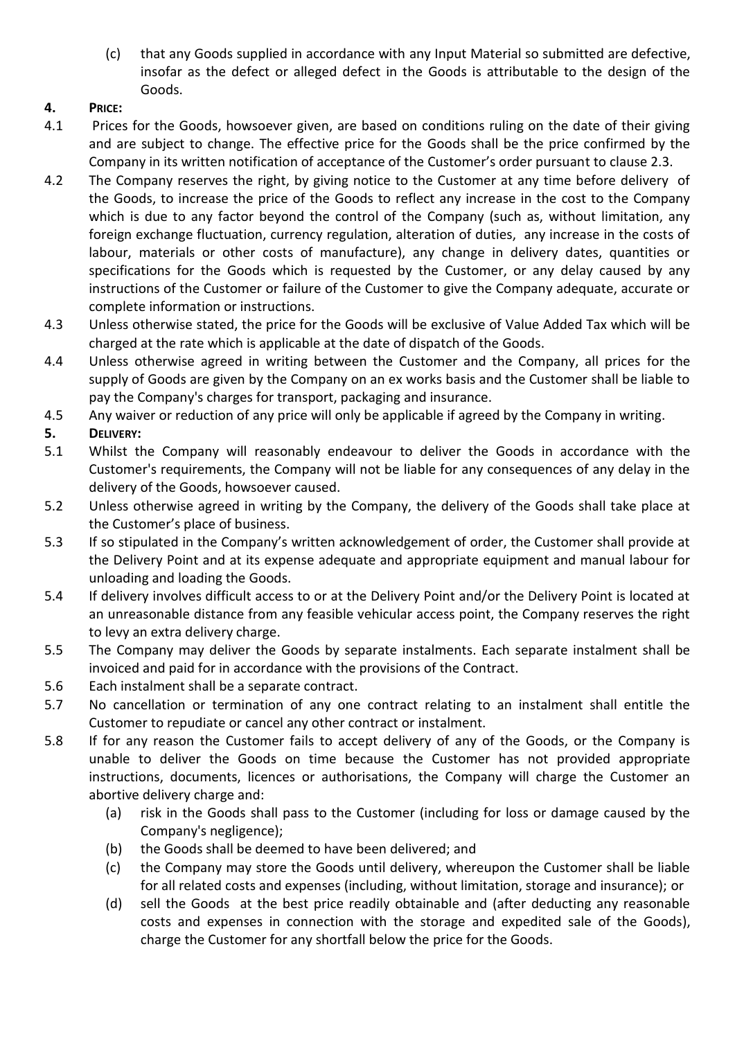(c) that any Goods supplied in accordance with any Input Material so submitted are defective, insofar as the defect or alleged defect in the Goods is attributable to the design of the Goods.

**4. PRICE:**

4.1 Prices for the Goods, howsoever given, are based on conditions ruling on the date of their giving and are subject to change. The effective price for the Goods shall be the price confirmed by the Company in its written notification of acceptance of the Customer's order pursuant to clause 2.3.

4.2 The Company reserves the right, by giving notice to the Customer at any time before delivery of the Goods, to increase the price of the Goods to reflect any increase in the cost to the Company which is due to any factor beyond the control of the Company (such as, without limitation, any foreign exchange fluctuation, currency regulation, alteration of duties, any increase in the costs of labour, materials or other costs of manufacture), any change in delivery dates, quantities or specifications for the Goods which is requested by the Customer, or any delay caused by any instructions of the Customer or failure of the Customer to give the Company adequate, accurate or complete information or instructions.

4.3 Unless otherwise stated, the price for the Goods will be exclusive of Value Added Tax which will be charged at the rate which is applicable at the date of dispatch of the Goods.

4.4 Unless otherwise agreed in writing between the Customer and the Company, all prices for the supply of Goods are given by the Company on an ex works basis and the Customer shall be liable to pay the Company's charges for transport, packaging and insurance.

4.5 Any waiver or reduction of any price will only be applicable if agreed by the Company in writing.

**5. DELIVERY:**

5.1 Whilst the Company will reasonably endeavour to deliver the Goods in accordance with the Customer's requirements, the Company will not be liable for any consequences of any delay in the delivery of the Goods, howsoever caused.

5.2 Unless otherwise agreed in writing by the Company, the delivery of the Goods shall take place at the Customer's place of business.

5.3 If so stipulated in the Company's written acknowledgement of order, the Customer shall provide at the Delivery Point and at its expense adequate and appropriate equipment and manual labour for unloading and loading the Goods.

5.4 If delivery involves difficult access to or at the Delivery Point and/or the Delivery Point is located at an unreasonable distance from any feasible vehicular access point, the Company reserves the right to levy an extra delivery charge.

5.5 The Company may deliver the Goods by separate instalments. Each separate instalment shall be invoiced and paid for in accordance with the provisions of the Contract.

5.6 Each instalment shall be a separate contract.

5.7 No cancellation or termination of any one contract relating to an instalment shall entitle the Customer to repudiate or cancel any other contract or instalment.

5.8 If for any reason the Customer fails to accept delivery of any of the Goods, or the Company is unable to deliver the Goods on time because the Customer has not provided appropriate instructions, documents, licences or authorisations, the Company will charge the Customer an abortive delivery charge and:

(a) risk in the Goods shall pass to the Customer (including for loss or damage caused by the Company's negligence);

(b) the Goods shall be deemed to have been delivered; and

(c) the Company may store the Goods until delivery, whereupon the Customer shall be liable for all related costs and expenses (including, without limitation, storage and insurance); or

(d) sell the Goods at the best price readily obtainable and (after deducting any reasonable costs and expenses in connection with the storage and expedited sale of the Goods), charge the Customer for any shortfall below the price for the Goods.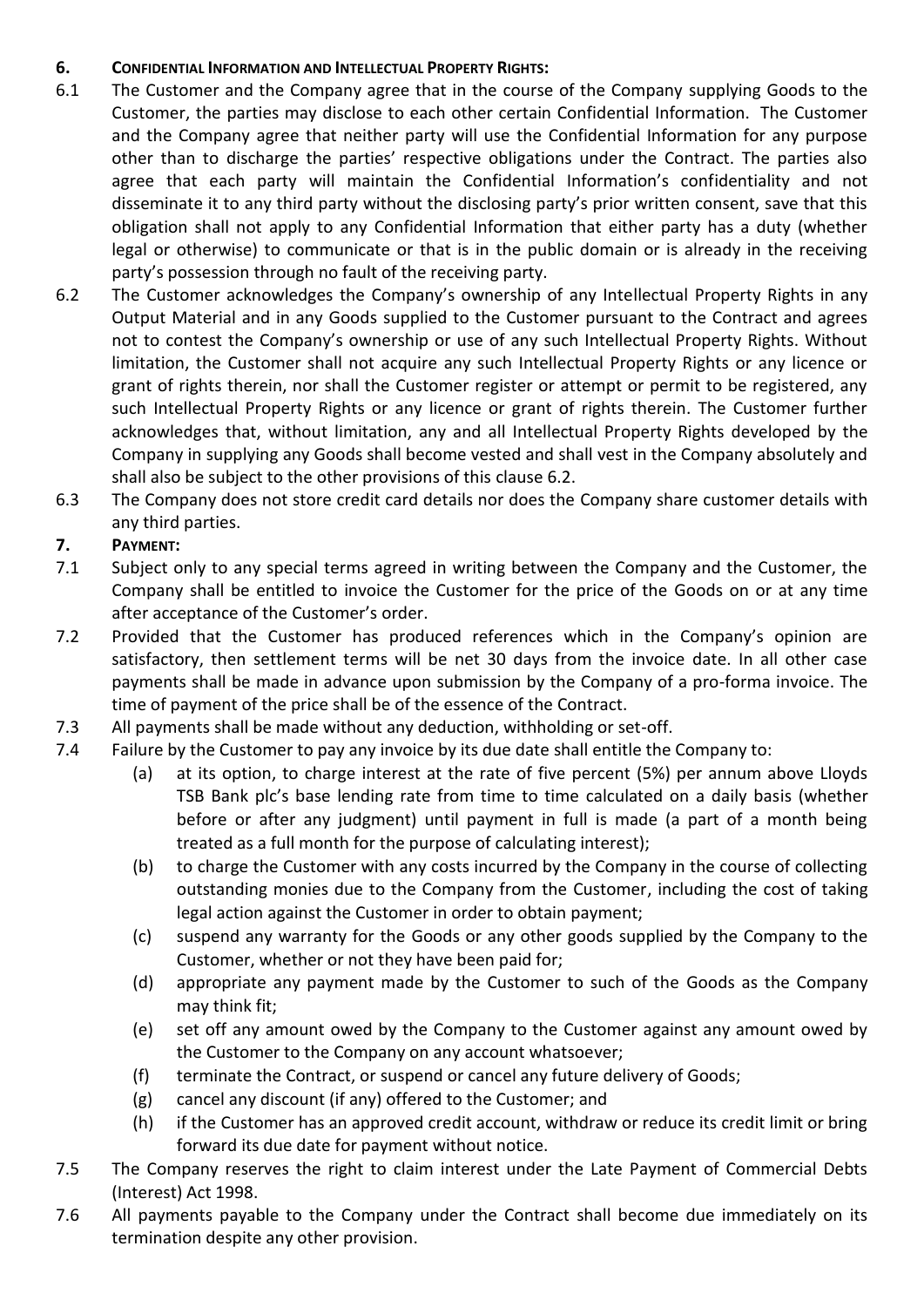## 6. CONFIDENTIAL INFORMATION AND INTELLECTUAL PROPERTY RIGHTS:

6.1 The Customer and the Company agree that in the course of the Company supplying Goods to the Customer, the parties may disclose to each other certain Confidential Information. The Customer and the Company agree that neither party will use the Confidential Information for any purpose other than to discharge the parties' respective obligations under the Contract. The parties also agree that each party will maintain the Confidential Information's confidentiality and not disseminate it to any third party without the disclosing party's prior written consent, save that this obligation shall not apply to any Confidential Information that either party has a duty (whether legal or otherwise) to communicate or that is in the public domain or is already in the receiving party's possession through no fault of the receiving party.

6.2 The Customer acknowledges the Company's ownership of any Intellectual Property Rights in any Output Material and in any Goods supplied to the Customer pursuant to the Contract and agrees not to contest the Company's ownership or use of any such Intellectual Property Rights. Without limitation, the Customer shall not acquire any such Intellectual Property Rights or any licence or grant of rights therein, nor shall the Customer register or attempt or permit to be registered, any such Intellectual Property Rights or any licence or grant of rights therein. The Customer further acknowledges that, without limitation, any and all Intellectual Property Rights developed by the Company in supplying any Goods shall become vested and shall vest in the Company absolutely and shall also be subject to the other provisions of this clause 6.2.

6.3 The Company does not store credit card details nor does the Company share customer details with any third parties.

## 7. PAYMENT:

7.1 Subject only to any special terms agreed in writing between the Company and the Customer, the Company shall be entitled to invoice the Customer for the price of the Goods on or at any time after acceptance of the Customer's order.

7.2 Provided that the Customer has produced references which in the Company's opinion are satisfactory, then settlement terms will be net 30 days from the invoice date. In all other case payments shall be made in advance upon submission by the Company of a pro-forma invoice. The time of payment of the price shall be of the essence of the Contract.

7.3 All payments shall be made without any deduction, withholding or set-off.

7.4 Failure by the Customer to pay any invoice by its due date shall entitle the Company to:

(a) at its option, to charge interest at the rate of five percent (5%) per annum above Lloyds TSB Bank plc's base lending rate from time to time calculated on a daily basis (whether before or after any judgment) until payment in full is made (a part of a month being treated as a full month for the purpose of calculating interest);

(b) to charge the Customer with any costs incurred by the Company in the course of collecting outstanding monies due to the Company from the Customer, including the cost of taking legal action against the Customer in order to obtain payment;

(c) suspend any warranty for the Goods or any other goods supplied by the Company to the Customer, whether or not they have been paid for;

(d) appropriate any payment made by the Customer to such of the Goods as the Company may think fit;

(e) set off any amount owed by the Company to the Customer against any amount owed by the Customer to the Company on any account whatsoever;

(f) terminate the Contract, or suspend or cancel any future delivery of Goods;

(g) cancel any discount (if any) offered to the Customer; and

(h) if the Customer has an approved credit account, withdraw or reduce its credit limit or bring forward its due date for payment without notice.

7.5 The Company reserves the right to claim interest under the Late Payment of Commercial Debts (Interest) Act 1998.

7.6 All payments payable to the Company under the Contract shall become due immediately on its termination despite any other provision.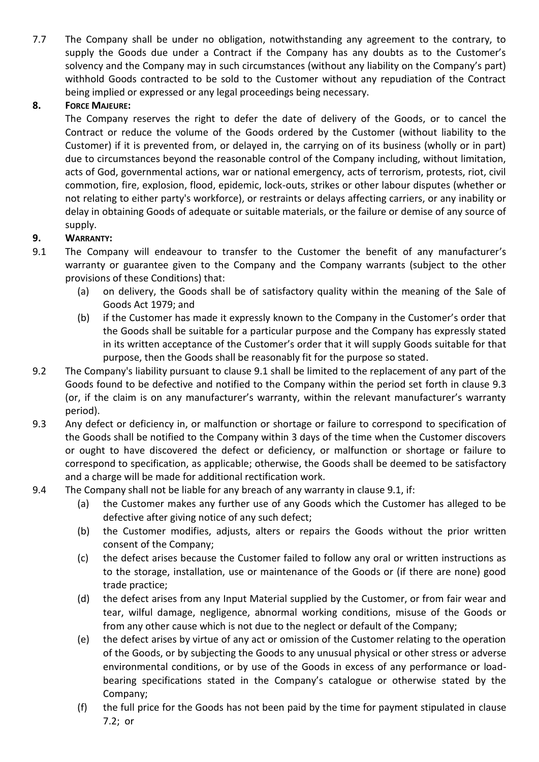7.7 The Company shall be under no obligation, notwithstanding any agreement to the contrary, to supply the Goods due under a Contract if the Company has any doubts as to the Customer's solvency and the Company may in such circumstances (without any liability on the Company's part) withhold Goods contracted to be sold to the Customer without any repudiation of the Contract being implied or expressed or any legal proceedings being necessary.

**8. FORCE MAJEURE:**

The Company reserves the right to defer the date of delivery of the Goods, or to cancel the Contract or reduce the volume of the Goods ordered by the Customer (without liability to the Customer) if it is prevented from, or delayed in, the carrying on of its business (wholly or in part) due to circumstances beyond the reasonable control of the Company including, without limitation, acts of God, governmental actions, war or national emergency, acts of terrorism, protests, riot, civil commotion, fire, explosion, flood, epidemic, lock-outs, strikes or other labour disputes (whether or not relating to either party's workforce), or restraints or delays affecting carriers, or any inability or delay in obtaining Goods of adequate or suitable materials, or the failure or demise of any source of supply.

**9. WARRANTY:**

9.1 The Company will endeavour to transfer to the Customer the benefit of any manufacturer's warranty or guarantee given to the Company and the Company warrants (subject to the other provisions of these Conditions) that:

(a) on delivery, the Goods shall be of satisfactory quality within the meaning of the Sale of Goods Act 1979; and

(b) if the Customer has made it expressly known to the Company in the Customer's order that the Goods shall be suitable for a particular purpose and the Company has expressly stated in its written acceptance of the Customer's order that it will supply Goods suitable for that purpose, then the Goods shall be reasonably fit for the purpose so stated.

9.2 The Company's liability pursuant to clause 9.1 shall be limited to the replacement of any part of the Goods found to be defective and notified to the Company within the period set forth in clause 9.3 (or, if the claim is on any manufacturer's warranty, within the relevant manufacturer's warranty period).

9.3 Any defect or deficiency in, or malfunction or shortage or failure to correspond to specification of the Goods shall be notified to the Company within 3 days of the time when the Customer discovers or ought to have discovered the defect or deficiency, or malfunction or shortage or failure to correspond to specification, as applicable; otherwise, the Goods shall be deemed to be satisfactory and a charge will be made for additional rectification work.

9.4 The Company shall not be liable for any breach of any warranty in clause 9.1, if:

(a) the Customer makes any further use of any Goods which the Customer has alleged to be defective after giving notice of any such defect;

(b) the Customer modifies, adjusts, alters or repairs the Goods without the prior written consent of the Company;

(c) the defect arises because the Customer failed to follow any oral or written instructions as to the storage, installation, use or maintenance of the Goods or (if there are none) good trade practice;

(d) the defect arises from any Input Material supplied by the Customer, or from fair wear and tear, wilful damage, negligence, abnormal working conditions, misuse of the Goods or from any other cause which is not due to the neglect or default of the Company;

(e) the defect arises by virtue of any act or omission of the Customer relating to the operation of the Goods, or by subjecting the Goods to any unusual physical or other stress or adverse environmental conditions, or by use of the Goods in excess of any performance or load-bearing specifications stated in the Company's catalogue or otherwise stated by the Company;

(f) the full price for the Goods has not been paid by the time for payment stipulated in clause 7.2; or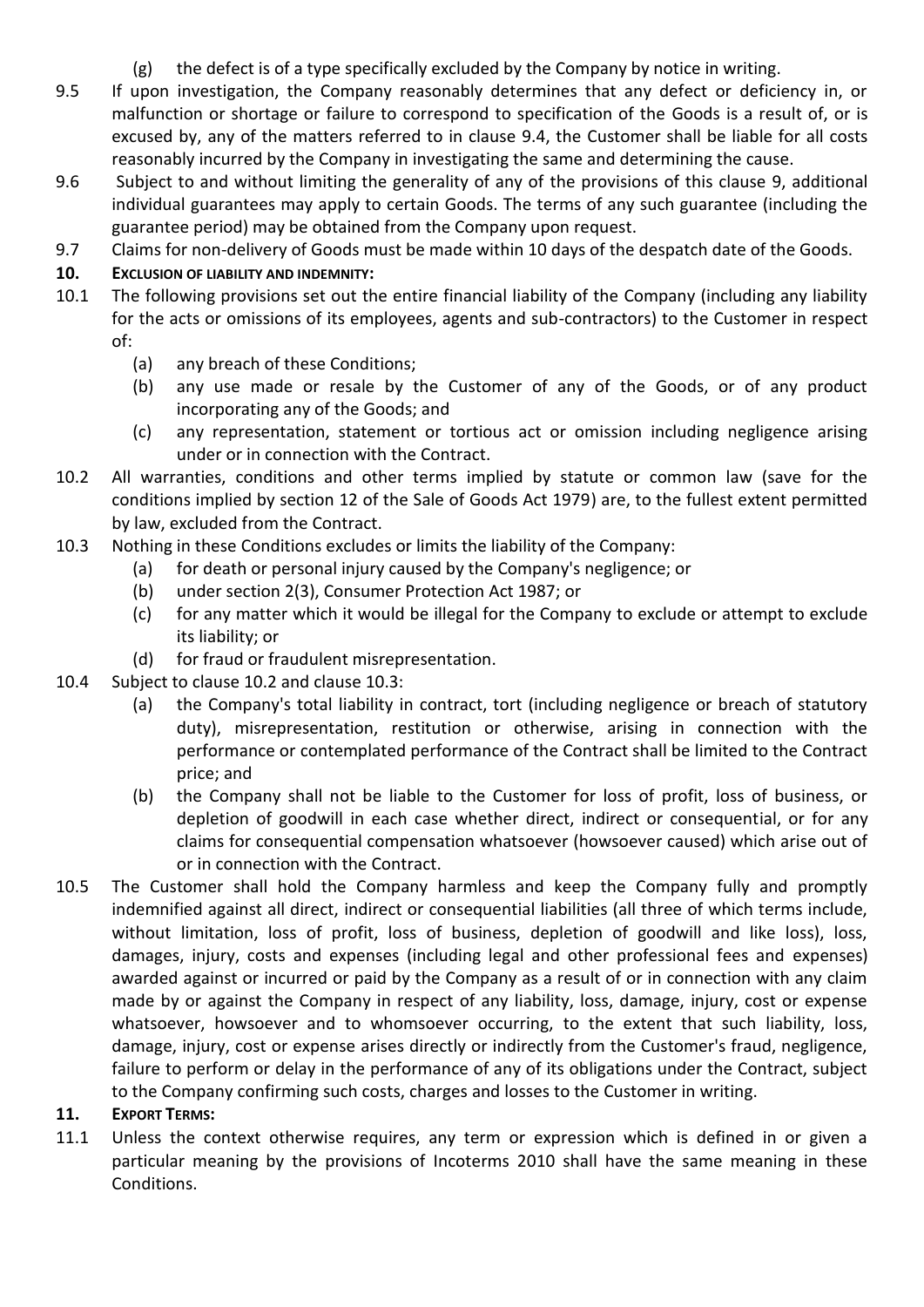(g) the defect is of a type specifically excluded by the Company by notice in writing.

9.5 If upon investigation, the Company reasonably determines that any defect or deficiency in, or malfunction or shortage or failure to correspond to specification of the Goods is a result of, or is excused by, any of the matters referred to in clause 9.4, the Customer shall be liable for all costs reasonably incurred by the Company in investigating the same and determining the cause.

9.6 Subject to and without limiting the generality of any of the provisions of this clause 9, additional individual guarantees may apply to certain Goods. The terms of any such guarantee (including the guarantee period) may be obtained from the Company upon request.

9.7 Claims for non-delivery of Goods must be made within 10 days of the despatch date of the Goods.

**10. EXCLUSION OF LIABILITY AND INDEMNITY:**

10.1 The following provisions set out the entire financial liability of the Company (including any liability for the acts or omissions of its employees, agents and sub-contractors) to the Customer in respect of:

(a) any breach of these Conditions;

(b) any use made or resale by the Customer of any of the Goods, or of any product incorporating any of the Goods; and

(c) any representation, statement or tortious act or omission including negligence arising under or in connection with the Contract.

10.2 All warranties, conditions and other terms implied by statute or common law (save for the conditions implied by section 12 of the Sale of Goods Act 1979) are, to the fullest extent permitted by law, excluded from the Contract.

10.3 Nothing in these Conditions excludes or limits the liability of the Company:

(a) for death or personal injury caused by the Company's negligence; or

(b) under section 2(3), Consumer Protection Act 1987; or

(c) for any matter which it would be illegal for the Company to exclude or attempt to exclude its liability; or

(d) for fraud or fraudulent misrepresentation.

10.4 Subject to clause 10.2 and clause 10.3:

(a) the Company's total liability in contract, tort (including negligence or breach of statutory duty), misrepresentation, restitution or otherwise, arising in connection with the performance or contemplated performance of the Contract shall be limited to the Contract price; and

(b) the Company shall not be liable to the Customer for loss of profit, loss of business, or depletion of goodwill in each case whether direct, indirect or consequential, or for any claims for consequential compensation whatsoever (howsoever caused) which arise out of or in connection with the Contract.

10.5 The Customer shall hold the Company harmless and keep the Company fully and promptly indemnified against all direct, indirect or consequential liabilities (all three of which terms include, without limitation, loss of profit, loss of business, depletion of goodwill and like loss), loss, damages, injury, costs and expenses (including legal and other professional fees and expenses) awarded against or incurred or paid by the Company as a result of or in connection with any claim made by or against the Company in respect of any liability, loss, damage, injury, cost or expense whatsoever, howsoever and to whomsoever occurring, to the extent that such liability, loss, damage, injury, cost or expense arises directly or indirectly from the Customer's fraud, negligence, failure to perform or delay in the performance of any of its obligations under the Contract, subject to the Company confirming such costs, charges and losses to the Customer in writing.

**11. EXPORT TERMS:**

11.1 Unless the context otherwise requires, any term or expression which is defined in or given a particular meaning by the provisions of Incoterms 2010 shall have the same meaning in these Conditions.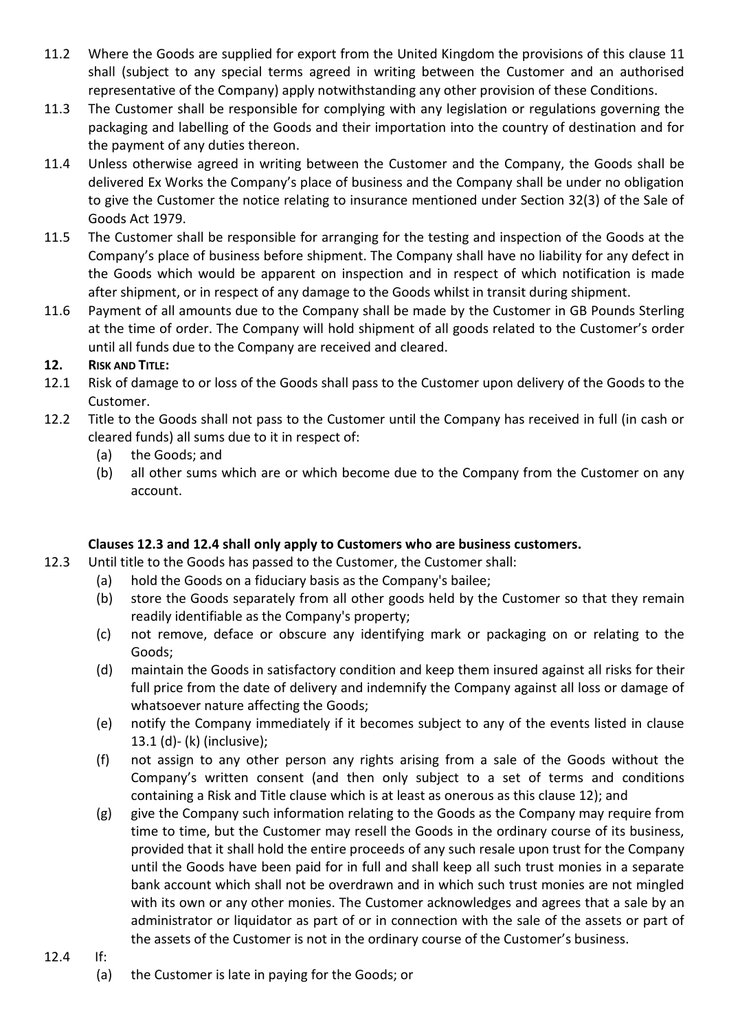11.2 Where the Goods are supplied for export from the United Kingdom the provisions of this clause 11 shall (subject to any special terms agreed in writing between the Customer and an authorised representative of the Company) apply notwithstanding any other provision of these Conditions.

11.3 The Customer shall be responsible for complying with any legislation or regulations governing the packaging and labelling of the Goods and their importation into the country of destination and for the payment of any duties thereon.

11.4 Unless otherwise agreed in writing between the Customer and the Company, the Goods shall be delivered Ex Works the Company's place of business and the Company shall be under no obligation to give the Customer the notice relating to insurance mentioned under Section 32(3) of the Sale of Goods Act 1979.

11.5 The Customer shall be responsible for arranging for the testing and inspection of the Goods at the Company's place of business before shipment. The Company shall have no liability for any defect in the Goods which would be apparent on inspection and in respect of which notification is made after shipment, or in respect of any damage to the Goods whilst in transit during shipment.

11.6 Payment of all amounts due to the Company shall be made by the Customer in GB Pounds Sterling at the time of order. The Company will hold shipment of all goods related to the Customer's order until all funds due to the Company are received and cleared.

## 12. RISK AND TITLE:

12.1 Risk of damage to or loss of the Goods shall pass to the Customer upon delivery of the Goods to the Customer.

12.2 Title to the Goods shall not pass to the Customer until the Company has received in full (in cash or cleared funds) all sums due to it in respect of:

- (a) the Goods; and
- (b) all other sums which are or which become due to the Company from the Customer on any account.

**Clauses 12.3 and 12.4 shall only apply to Customers who are business customers.**

12.3 Until title to the Goods has passed to the Customer, the Customer shall:

- (a) hold the Goods on a fiduciary basis as the Company's bailee;
- (b) store the Goods separately from all other goods held by the Customer so that they remain readily identifiable as the Company's property;
- (c) not remove, deface or obscure any identifying mark or packaging on or relating to the Goods;
- (d) maintain the Goods in satisfactory condition and keep them insured against all risks for their full price from the date of delivery and indemnify the Company against all loss or damage of whatsoever nature affecting the Goods;
- (e) notify the Company immediately if it becomes subject to any of the events listed in clause 13.1 (d)- (k) (inclusive);
- (f) not assign to any other person any rights arising from a sale of the Goods without the Company's written consent (and then only subject to a set of terms and conditions containing a Risk and Title clause which is at least as onerous as this clause 12); and
- (g) give the Company such information relating to the Goods as the Company may require from time to time, but the Customer may resell the Goods in the ordinary course of its business, provided that it shall hold the entire proceeds of any such resale upon trust for the Company until the Goods have been paid for in full and shall keep all such trust monies in a separate bank account which shall not be overdrawn and in which such trust monies are not mingled with its own or any other monies. The Customer acknowledges and agrees that a sale by an administrator or liquidator as part of or in connection with the sale of the assets or part of the assets of the Customer is not in the ordinary course of the Customer's business.

12.4 If:

- (a) the Customer is late in paying for the Goods; or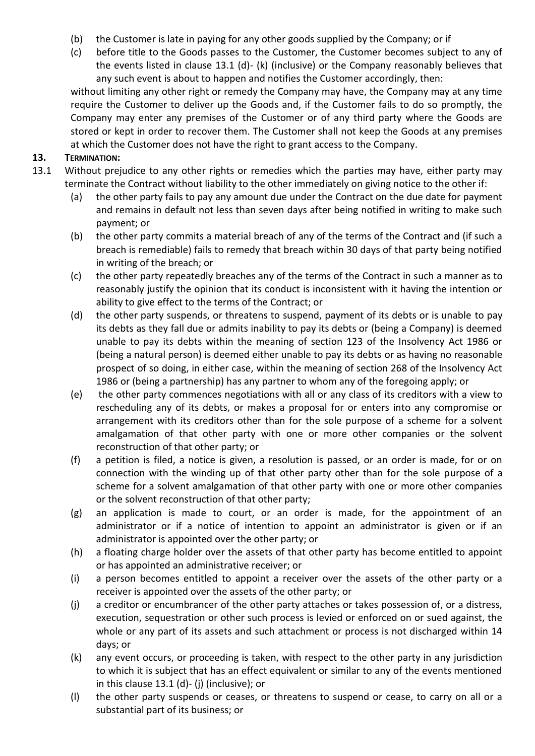(b) the Customer is late in paying for any other goods supplied by the Company; or if

(c) before title to the Goods passes to the Customer, the Customer becomes subject to any of the events listed in clause 13.1 (d)- (k) (inclusive) or the Company reasonably believes that any such event is about to happen and notifies the Customer accordingly, then:

without limiting any other right or remedy the Company may have, the Company may at any time require the Customer to deliver up the Goods and, if the Customer fails to do so promptly, the Company may enter any premises of the Customer or of any third party where the Goods are stored or kept in order to recover them. The Customer shall not keep the Goods at any premises at which the Customer does not have the right to grant access to the Company.

## 13. TERMINATION:

13.1 Without prejudice to any other rights or remedies which the parties may have, either party may terminate the Contract without liability to the other immediately on giving notice to the other if:

(a) the other party fails to pay any amount due under the Contract on the due date for payment and remains in default not less than seven days after being notified in writing to make such payment; or

(b) the other party commits a material breach of any of the terms of the Contract and (if such a breach is remediable) fails to remedy that breach within 30 days of that party being notified in writing of the breach; or

(c) the other party repeatedly breaches any of the terms of the Contract in such a manner as to reasonably justify the opinion that its conduct is inconsistent with it having the intention or ability to give effect to the terms of the Contract; or

(d) the other party suspends, or threatens to suspend, payment of its debts or is unable to pay its debts as they fall due or admits inability to pay its debts or (being a Company) is deemed unable to pay its debts within the meaning of section 123 of the Insolvency Act 1986 or (being a natural person) is deemed either unable to pay its debts or as having no reasonable prospect of so doing, in either case, within the meaning of section 268 of the Insolvency Act 1986 or (being a partnership) has any partner to whom any of the foregoing apply; or

(e) the other party commences negotiations with all or any class of its creditors with a view to rescheduling any of its debts, or makes a proposal for or enters into any compromise or arrangement with its creditors other than for the sole purpose of a scheme for a solvent amalgamation of that other party with one or more other companies or the solvent reconstruction of that other party; or

(f) a petition is filed, a notice is given, a resolution is passed, or an order is made, for or on connection with the winding up of that other party other than for the sole purpose of a scheme for a solvent amalgamation of that other party with one or more other companies or the solvent reconstruction of that other party;

(g) an application is made to court, or an order is made, for the appointment of an administrator or if a notice of intention to appoint an administrator is given or if an administrator is appointed over the other party; or

(h) a floating charge holder over the assets of that other party has become entitled to appoint or has appointed an administrative receiver; or

(i) a person becomes entitled to appoint a receiver over the assets of the other party or a receiver is appointed over the assets of the other party; or

(j) a creditor or encumbrancer of the other party attaches or takes possession of, or a distress, execution, sequestration or other such process is levied or enforced on or sued against, the whole or any part of its assets and such attachment or process is not discharged within 14 days; or

(k) any event occurs, or proceeding is taken, with respect to the other party in any jurisdiction to which it is subject that has an effect equivalent or similar to any of the events mentioned in this clause 13.1 (d)- (j) (inclusive); or

(l) the other party suspends or ceases, or threatens to suspend or cease, to carry on all or a substantial part of its business; or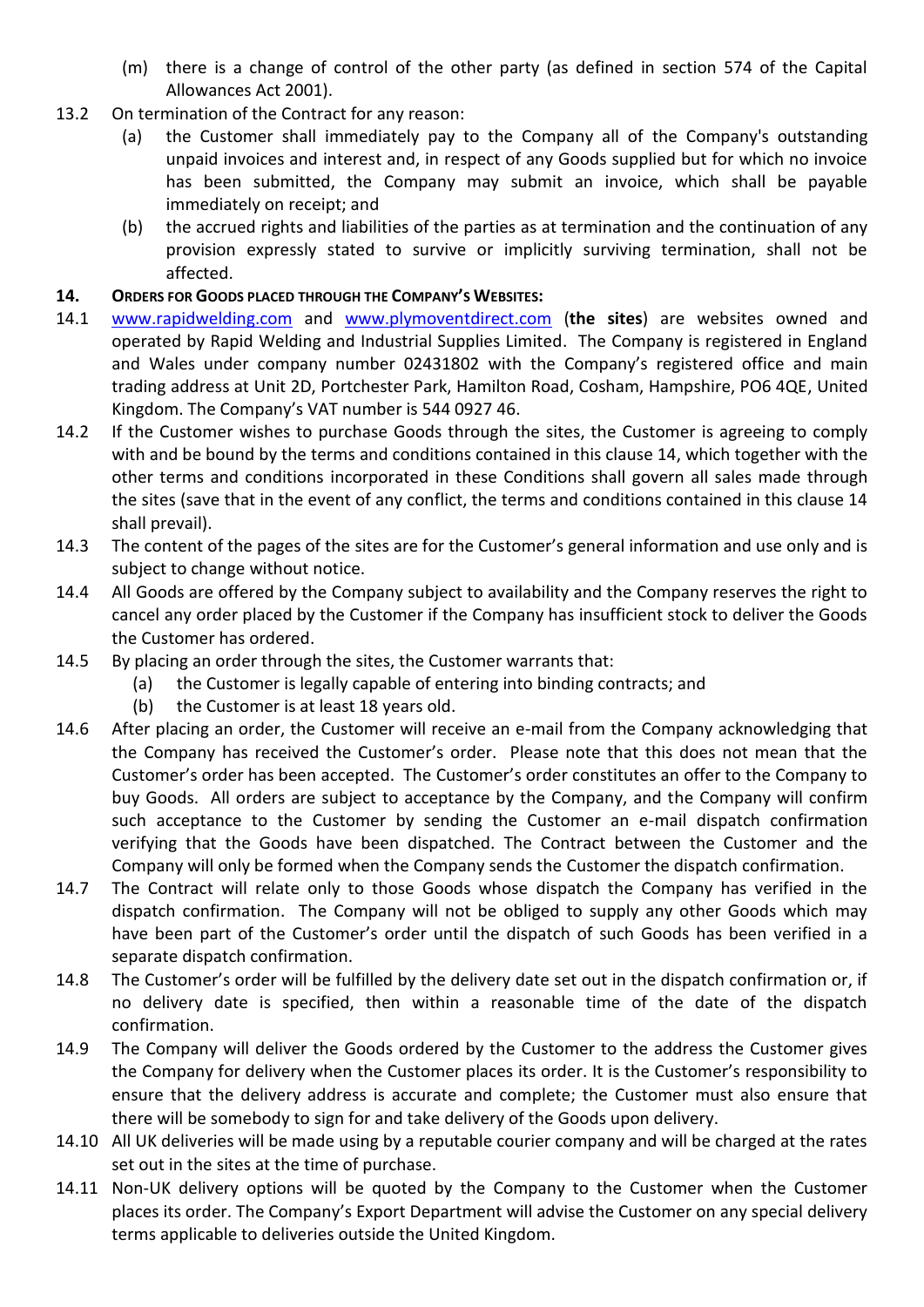(m) there is a change of control of the other party (as defined in section 574 of the Capital Allowances Act 2001).

13.2 On termination of the Contract for any reason:

(a) the Customer shall immediately pay to the Company all of the Company's outstanding unpaid invoices and interest and, in respect of any Goods supplied but for which no invoice has been submitted, the Company may submit an invoice, which shall be payable immediately on receipt; and

(b) the accrued rights and liabilities of the parties as at termination and the continuation of any provision expressly stated to survive or implicitly surviving termination, shall not be affected.

**14. ORDERS FOR GOODS PLACED THROUGH THE COMPANY'S WEBSITES:**

14.1 www.rapidwelding.com and www.plymoventdirect.com (**the sites**) are websites owned and operated by Rapid Welding and Industrial Supplies Limited. The Company is registered in England and Wales under company number 02431802 with the Company's registered office and main trading address at Unit 2D, Portchester Park, Hamilton Road, Cosham, Hampshire, PO6 4QE, United Kingdom. The Company's VAT number is 544 0927 46.

14.2 If the Customer wishes to purchase Goods through the sites, the Customer is agreeing to comply with and be bound by the terms and conditions contained in this clause 14, which together with the other terms and conditions incorporated in these Conditions shall govern all sales made through the sites (save that in the event of any conflict, the terms and conditions contained in this clause 14 shall prevail).

14.3 The content of the pages of the sites are for the Customer's general information and use only and is subject to change without notice.

14.4 All Goods are offered by the Company subject to availability and the Company reserves the right to cancel any order placed by the Customer if the Company has insufficient stock to deliver the Goods the Customer has ordered.

14.5 By placing an order through the sites, the Customer warrants that:

(a) the Customer is legally capable of entering into binding contracts; and

(b) the Customer is at least 18 years old.

14.6 After placing an order, the Customer will receive an e-mail from the Company acknowledging that the Company has received the Customer's order. Please note that this does not mean that the Customer's order has been accepted. The Customer's order constitutes an offer to the Company to buy Goods. All orders are subject to acceptance by the Company, and the Company will confirm such acceptance to the Customer by sending the Customer an e-mail dispatch confirmation verifying that the Goods have been dispatched. The Contract between the Customer and the Company will only be formed when the Company sends the Customer the dispatch confirmation.

14.7 The Contract will relate only to those Goods whose dispatch the Company has verified in the dispatch confirmation. The Company will not be obliged to supply any other Goods which may have been part of the Customer's order until the dispatch of such Goods has been verified in a separate dispatch confirmation.

14.8 The Customer's order will be fulfilled by the delivery date set out in the dispatch confirmation or, if no delivery date is specified, then within a reasonable time of the date of the dispatch confirmation.

14.9 The Company will deliver the Goods ordered by the Customer to the address the Customer gives the Company for delivery when the Customer places its order. It is the Customer's responsibility to ensure that the delivery address is accurate and complete; the Customer must also ensure that there will be somebody to sign for and take delivery of the Goods upon delivery.

14.10 All UK deliveries will be made using by a reputable courier company and will be charged at the rates set out in the sites at the time of purchase.

14.11 Non-UK delivery options will be quoted by the Company to the Customer when the Customer places its order. The Company's Export Department will advise the Customer on any special delivery terms applicable to deliveries outside the United Kingdom.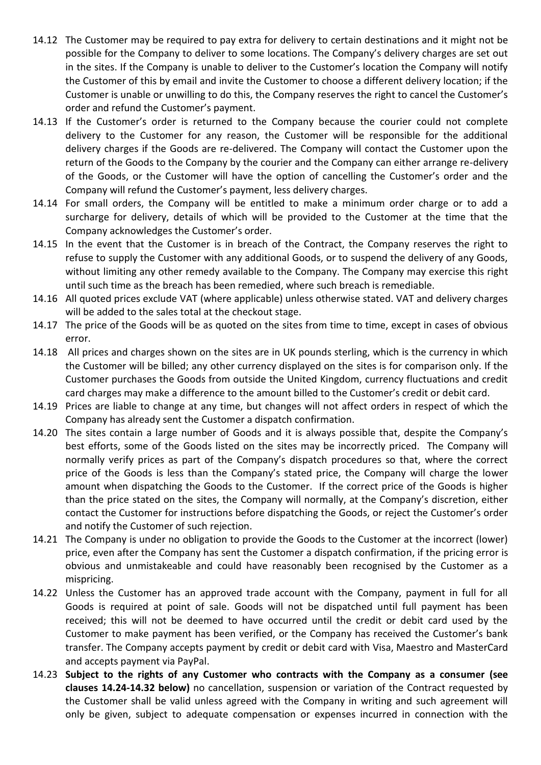14.12 The Customer may be required to pay extra for delivery to certain destinations and it might not be possible for the Company to deliver to some locations. The Company's delivery charges are set out in the sites. If the Company is unable to deliver to the Customer's location the Company will notify the Customer of this by email and invite the Customer to choose a different delivery location; if the Customer is unable or unwilling to do this, the Company reserves the right to cancel the Customer's order and refund the Customer's payment.

14.13 If the Customer's order is returned to the Company because the courier could not complete delivery to the Customer for any reason, the Customer will be responsible for the additional delivery charges if the Goods are re-delivered. The Company will contact the Customer upon the return of the Goods to the Company by the courier and the Company can either arrange re-delivery of the Goods, or the Customer will have the option of cancelling the Customer's order and the Company will refund the Customer's payment, less delivery charges.

14.14 For small orders, the Company will be entitled to make a minimum order charge or to add a surcharge for delivery, details of which will be provided to the Customer at the time that the Company acknowledges the Customer's order.

14.15 In the event that the Customer is in breach of the Contract, the Company reserves the right to refuse to supply the Customer with any additional Goods, or to suspend the delivery of any Goods, without limiting any other remedy available to the Company. The Company may exercise this right until such time as the breach has been remedied, where such breach is remediable.

14.16 All quoted prices exclude VAT (where applicable) unless otherwise stated. VAT and delivery charges will be added to the sales total at the checkout stage.

14.17 The price of the Goods will be as quoted on the sites from time to time, except in cases of obvious error.

14.18 All prices and charges shown on the sites are in UK pounds sterling, which is the currency in which the Customer will be billed; any other currency displayed on the sites is for comparison only. If the Customer purchases the Goods from outside the United Kingdom, currency fluctuations and credit card charges may make a difference to the amount billed to the Customer's credit or debit card.

14.19 Prices are liable to change at any time, but changes will not affect orders in respect of which the Company has already sent the Customer a dispatch confirmation.

14.20 The sites contain a large number of Goods and it is always possible that, despite the Company's best efforts, some of the Goods listed on the sites may be incorrectly priced. The Company will normally verify prices as part of the Company's dispatch procedures so that, where the correct price of the Goods is less than the Company's stated price, the Company will charge the lower amount when dispatching the Goods to the Customer. If the correct price of the Goods is higher than the price stated on the sites, the Company will normally, at the Company's discretion, either contact the Customer for instructions before dispatching the Goods, or reject the Customer's order and notify the Customer of such rejection.

14.21 The Company is under no obligation to provide the Goods to the Customer at the incorrect (lower) price, even after the Company has sent the Customer a dispatch confirmation, if the pricing error is obvious and unmistakeable and could have reasonably been recognised by the Customer as a mispricing.

14.22 Unless the Customer has an approved trade account with the Company, payment in full for all Goods is required at point of sale. Goods will not be dispatched until full payment has been received; this will not be deemed to have occurred until the credit or debit card used by the Customer to make payment has been verified, or the Company has received the Customer's bank transfer. The Company accepts payment by credit or debit card with Visa, Maestro and MasterCard and accepts payment via PayPal.

14.23 **Subject to the rights of any Customer who contracts with the Company as a consumer (see clauses 14.24-14.32 below)** no cancellation, suspension or variation of the Contract requested by the Customer shall be valid unless agreed with the Company in writing and such agreement will only be given, subject to adequate compensation or expenses incurred in connection with the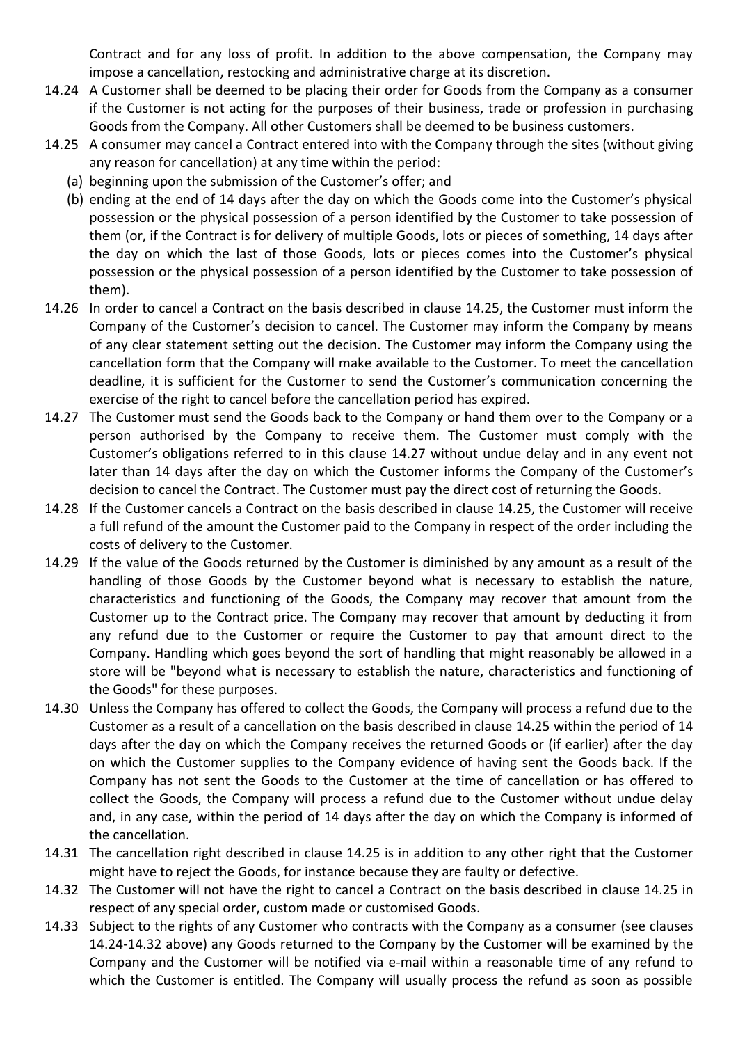Contract and for any loss of profit. In addition to the above compensation, the Company may impose a cancellation, restocking and administrative charge at its discretion.

14.24 A Customer shall be deemed to be placing their order for Goods from the Company as a consumer if the Customer is not acting for the purposes of their business, trade or profession in purchasing Goods from the Company. All other Customers shall be deemed to be business customers.

14.25 A consumer may cancel a Contract entered into with the Company through the sites (without giving any reason for cancellation) at any time within the period:

(a) beginning upon the submission of the Customer's offer; and

(b) ending at the end of 14 days after the day on which the Goods come into the Customer's physical possession or the physical possession of a person identified by the Customer to take possession of them (or, if the Contract is for delivery of multiple Goods, lots or pieces of something, 14 days after the day on which the last of those Goods, lots or pieces comes into the Customer's physical possession or the physical possession of a person identified by the Customer to take possession of them).

14.26 In order to cancel a Contract on the basis described in clause 14.25, the Customer must inform the Company of the Customer's decision to cancel. The Customer may inform the Company by means of any clear statement setting out the decision. The Customer may inform the Company using the cancellation form that the Company will make available to the Customer. To meet the cancellation deadline, it is sufficient for the Customer to send the Customer's communication concerning the exercise of the right to cancel before the cancellation period has expired.

14.27 The Customer must send the Goods back to the Company or hand them over to the Company or a person authorised by the Company to receive them. The Customer must comply with the Customer's obligations referred to in this clause 14.27 without undue delay and in any event not later than 14 days after the day on which the Customer informs the Company of the Customer's decision to cancel the Contract. The Customer must pay the direct cost of returning the Goods.

14.28 If the Customer cancels a Contract on the basis described in clause 14.25, the Customer will receive a full refund of the amount the Customer paid to the Company in respect of the order including the costs of delivery to the Customer.

14.29 If the value of the Goods returned by the Customer is diminished by any amount as a result of the handling of those Goods by the Customer beyond what is necessary to establish the nature, characteristics and functioning of the Goods, the Company may recover that amount from the Customer up to the Contract price. The Company may recover that amount by deducting it from any refund due to the Customer or require the Customer to pay that amount direct to the Company. Handling which goes beyond the sort of handling that might reasonably be allowed in a store will be "beyond what is necessary to establish the nature, characteristics and functioning of the Goods" for these purposes.

14.30 Unless the Company has offered to collect the Goods, the Company will process a refund due to the Customer as a result of a cancellation on the basis described in clause 14.25 within the period of 14 days after the day on which the Company receives the returned Goods or (if earlier) after the day on which the Customer supplies to the Company evidence of having sent the Goods back. If the Company has not sent the Goods to the Customer at the time of cancellation or has offered to collect the Goods, the Company will process a refund due to the Customer without undue delay and, in any case, within the period of 14 days after the day on which the Company is informed of the cancellation.

14.31 The cancellation right described in clause 14.25 is in addition to any other right that the Customer might have to reject the Goods, for instance because they are faulty or defective.

14.32 The Customer will not have the right to cancel a Contract on the basis described in clause 14.25 in respect of any special order, custom made or customised Goods.

14.33 Subject to the rights of any Customer who contracts with the Company as a consumer (see clauses 14.24-14.32 above) any Goods returned to the Company by the Customer will be examined by the Company and the Customer will be notified via e-mail within a reasonable time of any refund to which the Customer is entitled. The Company will usually process the refund as soon as possible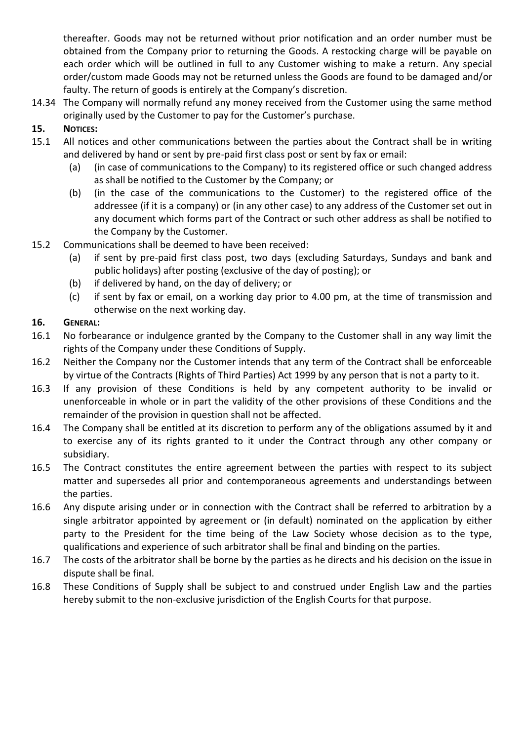thereafter. Goods may not be returned without prior notification and an order number must be obtained from the Company prior to returning the Goods. A restocking charge will be payable on each order which will be outlined in full to any Customer wishing to make a return. Any special order/custom made Goods may not be returned unless the Goods are found to be damaged and/or faulty. The return of goods is entirely at the Company's discretion.

14.34 The Company will normally refund any money received from the Customer using the same method originally used by the Customer to pay for the Customer's purchase.

**15. NOTICES:**

15.1 All notices and other communications between the parties about the Contract shall be in writing and delivered by hand or sent by pre-paid first class post or sent by fax or email:

(a) (in case of communications to the Company) to its registered office or such changed address as shall be notified to the Customer by the Company; or

(b) (in the case of the communications to the Customer) to the registered office of the addressee (if it is a company) or (in any other case) to any address of the Customer set out in any document which forms part of the Contract or such other address as shall be notified to the Company by the Customer.

15.2 Communications shall be deemed to have been received:

(a) if sent by pre-paid first class post, two days (excluding Saturdays, Sundays and bank and public holidays) after posting (exclusive of the day of posting); or

(b) if delivered by hand, on the day of delivery; or

(c) if sent by fax or email, on a working day prior to 4.00 pm, at the time of transmission and otherwise on the next working day.

**16. GENERAL:**

16.1 No forbearance or indulgence granted by the Company to the Customer shall in any way limit the rights of the Company under these Conditions of Supply.

16.2 Neither the Company nor the Customer intends that any term of the Contract shall be enforceable by virtue of the Contracts (Rights of Third Parties) Act 1999 by any person that is not a party to it.

16.3 If any provision of these Conditions is held by any competent authority to be invalid or unenforceable in whole or in part the validity of the other provisions of these Conditions and the remainder of the provision in question shall not be affected.

16.4 The Company shall be entitled at its discretion to perform any of the obligations assumed by it and to exercise any of its rights granted to it under the Contract through any other company or subsidiary.

16.5 The Contract constitutes the entire agreement between the parties with respect to its subject matter and supersedes all prior and contemporaneous agreements and understandings between the parties.

16.6 Any dispute arising under or in connection with the Contract shall be referred to arbitration by a single arbitrator appointed by agreement or (in default) nominated on the application by either party to the President for the time being of the Law Society whose decision as to the type, qualifications and experience of such arbitrator shall be final and binding on the parties.

16.7 The costs of the arbitrator shall be borne by the parties as he directs and his decision on the issue in dispute shall be final.

16.8 These Conditions of Supply shall be subject to and construed under English Law and the parties hereby submit to the non-exclusive jurisdiction of the English Courts for that purpose.